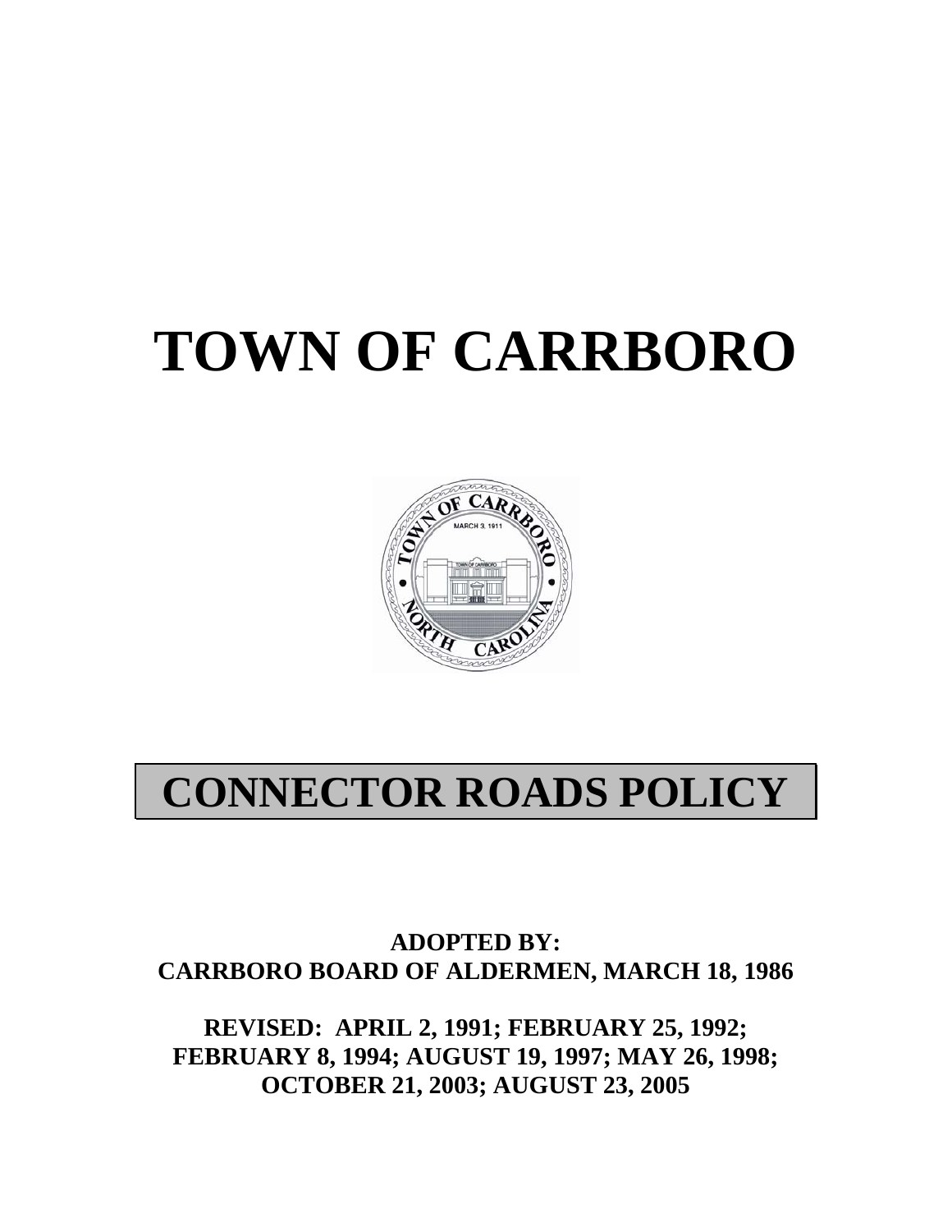# TOWN OF CARRBORO

# CONNECTOR ROADS POLICY

**ADOPTED BY:**
**CARRBORO BOARD OF ALDERMEN, MARCH 18, 1986**

**REVISED: APRIL 2, 1991; FEBRUARY 25, 1992; FEBRUARY 8, 1994; AUGUST 19, 1997; MAY 26, 1998; OCTOBER 21, 2003; AUGUST 23, 2005**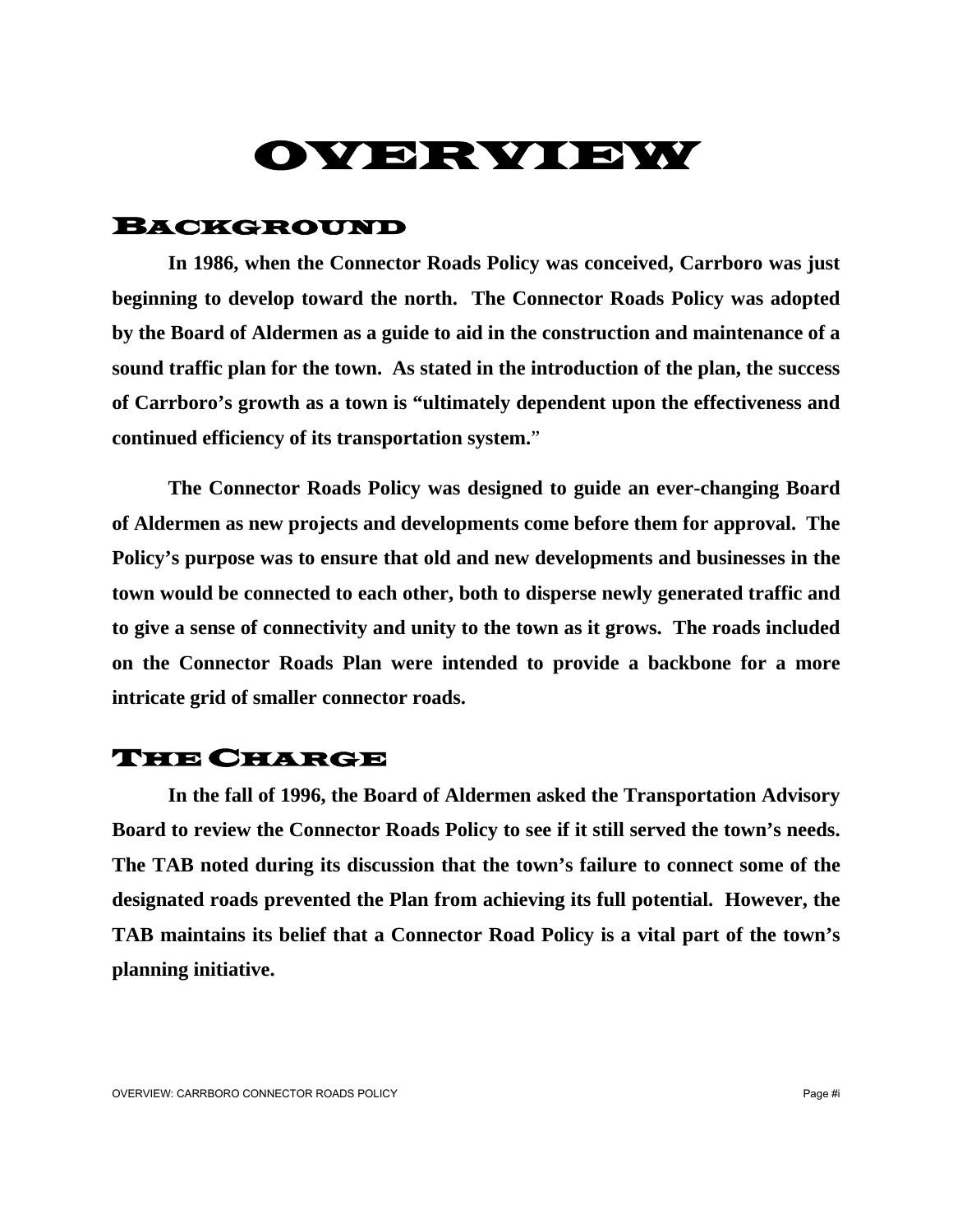# OVERVIEW

## Background

**In 1986, when the Connector Roads Policy was conceived, Carrboro was just beginning to develop toward the north. The Connector Roads Policy was adopted by the Board of Aldermen as a guide to aid in the construction and maintenance of a sound traffic plan for the town. As stated in the introduction of the plan, the success of Carrboro's growth as a town is "ultimately dependent upon the effectiveness and continued efficiency of its transportation system."**

**The Connector Roads Policy was designed to guide an ever-changing Board of Aldermen as new projects and developments come before them for approval. The Policy's purpose was to ensure that old and new developments and businesses in the town would be connected to each other, both to disperse newly generated traffic and to give a sense of connectivity and unity to the town as it grows. The roads included on the Connector Roads Plan were intended to provide a backbone for a more intricate grid of smaller connector roads.**

## The Charge

**In the fall of 1996, the Board of Aldermen asked the Transportation Advisory Board to review the Connector Roads Policy to see if it still served the town's needs. The TAB noted during its discussion that the town's failure to connect some of the designated roads prevented the Plan from achieving its full potential. However, the TAB maintains its belief that a Connector Road Policy is a vital part of the town's planning initiative.**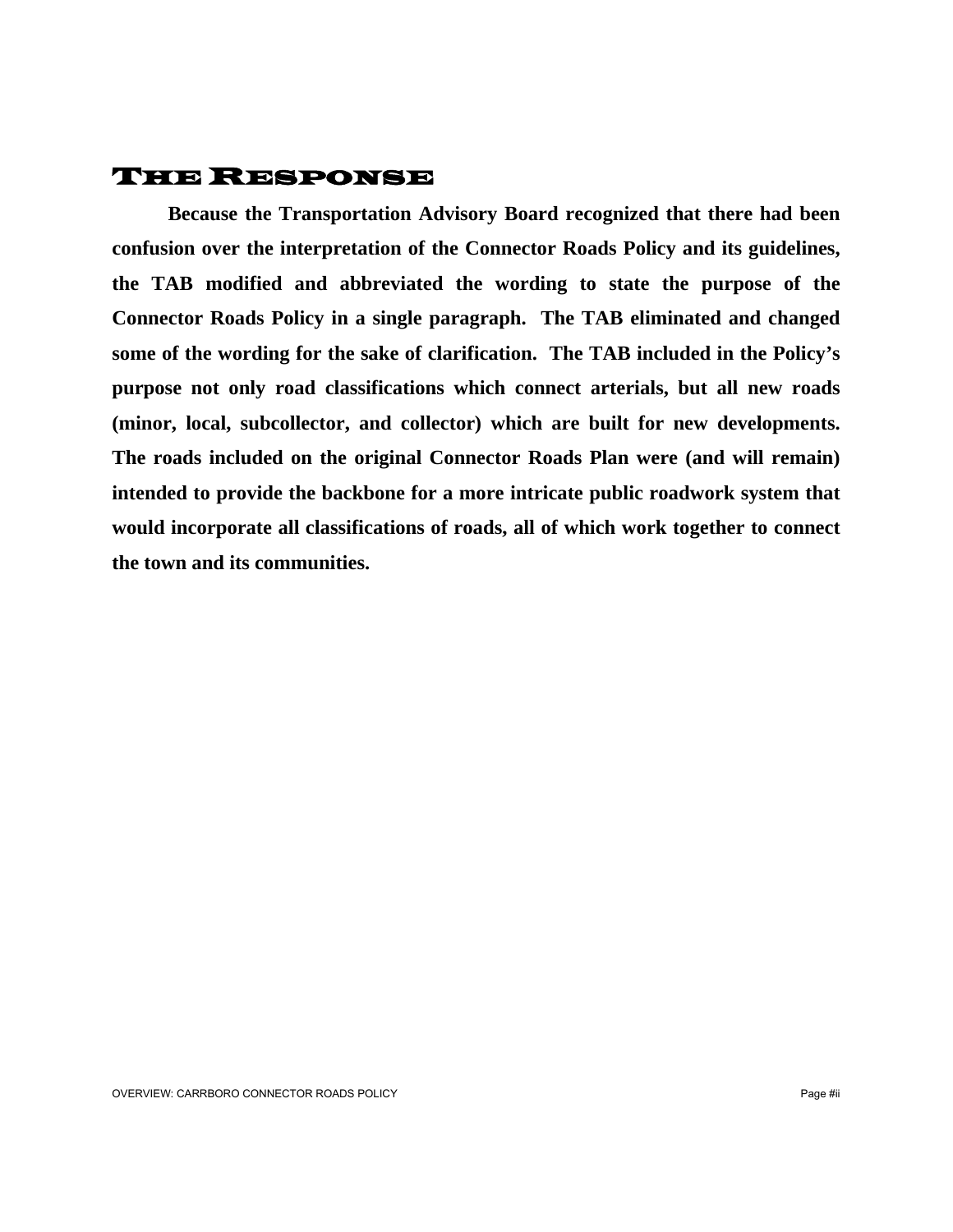## The Response

**Because the Transportation Advisory Board recognized that there had been confusion over the interpretation of the Connector Roads Policy and its guidelines, the TAB modified and abbreviated the wording to state the purpose of the Connector Roads Policy in a single paragraph. The TAB eliminated and changed some of the wording for the sake of clarification. The TAB included in the Policy's purpose not only road classifications which connect arterials, but all new roads (minor, local, subcollector, and collector) which are built for new developments. The roads included on the original Connector Roads Plan were (and will remain) intended to provide the backbone for a more intricate public roadwork system that would incorporate all classifications of roads, all of which work together to connect the town and its communities.**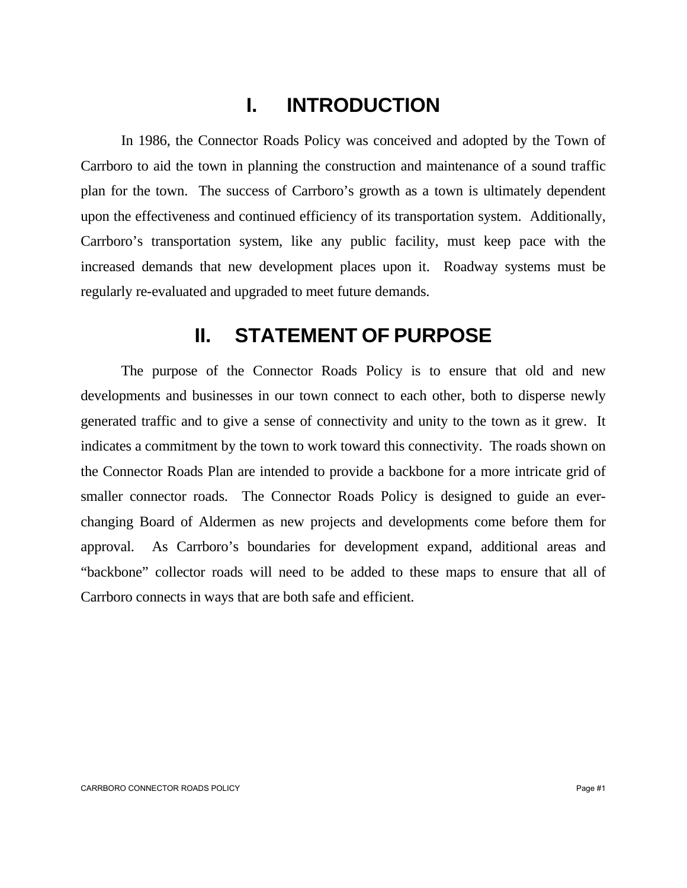# I. INTRODUCTION

In 1986, the Connector Roads Policy was conceived and adopted by the Town of Carrboro to aid the town in planning the construction and maintenance of a sound traffic plan for the town. The success of Carrboro's growth as a town is ultimately dependent upon the effectiveness and continued efficiency of its transportation system. Additionally, Carrboro's transportation system, like any public facility, must keep pace with the increased demands that new development places upon it. Roadway systems must be regularly re-evaluated and upgraded to meet future demands.

# II. STATEMENT OF PURPOSE

The purpose of the Connector Roads Policy is to ensure that old and new developments and businesses in our town connect to each other, both to disperse newly generated traffic and to give a sense of connectivity and unity to the town as it grew. It indicates a commitment by the town to work toward this connectivity. The roads shown on the Connector Roads Plan are intended to provide a backbone for a more intricate grid of smaller connector roads. The Connector Roads Policy is designed to guide an ever-changing Board of Aldermen as new projects and developments come before them for approval. As Carrboro's boundaries for development expand, additional areas and "backbone" collector roads will need to be added to these maps to ensure that all of Carrboro connects in ways that are both safe and efficient.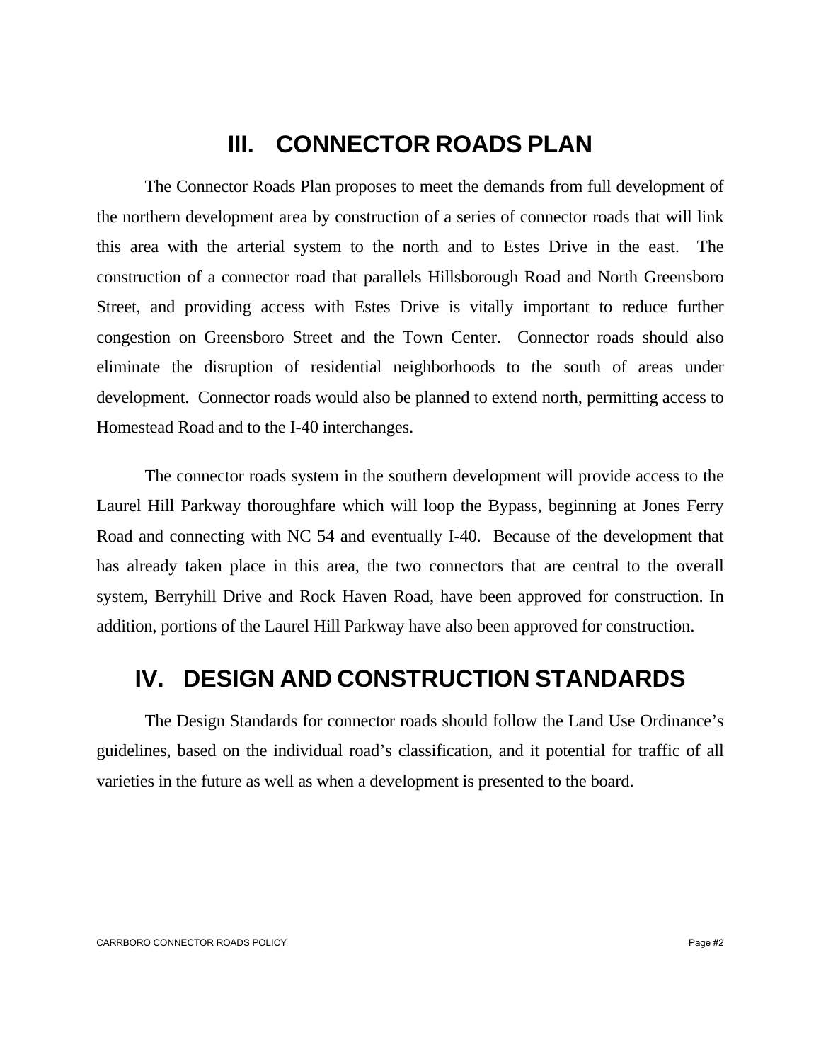# III. CONNECTOR ROADS PLAN

The Connector Roads Plan proposes to meet the demands from full development of the northern development area by construction of a series of connector roads that will link this area with the arterial system to the north and to Estes Drive in the east. The construction of a connector road that parallels Hillsborough Road and North Greensboro Street, and providing access with Estes Drive is vitally important to reduce further congestion on Greensboro Street and the Town Center. Connector roads should also eliminate the disruption of residential neighborhoods to the south of areas under development. Connector roads would also be planned to extend north, permitting access to Homestead Road and to the I-40 interchanges.

The connector roads system in the southern development will provide access to the Laurel Hill Parkway thoroughfare which will loop the Bypass, beginning at Jones Ferry Road and connecting with NC 54 and eventually I-40. Because of the development that has already taken place in this area, the two connectors that are central to the overall system, Berryhill Drive and Rock Haven Road, have been approved for construction. In addition, portions of the Laurel Hill Parkway have also been approved for construction.

# IV. DESIGN AND CONSTRUCTION STANDARDS

The Design Standards for connector roads should follow the Land Use Ordinance's guidelines, based on the individual road's classification, and it potential for traffic of all varieties in the future as well as when a development is presented to the board.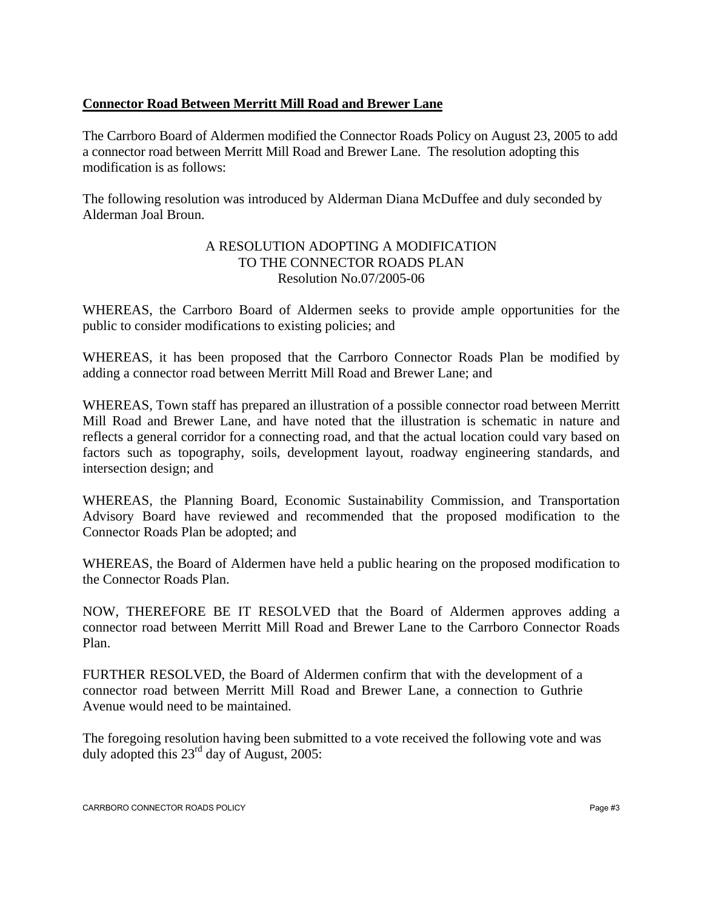**Connector Road Between Merritt Mill Road and Brewer Lane**

The Carrboro Board of Aldermen modified the Connector Roads Policy on August 23, 2005 to add a connector road between Merritt Mill Road and Brewer Lane. The resolution adopting this modification is as follows:

The following resolution was introduced by Alderman Diana McDuffee and duly seconded by Alderman Joal Broun.

A RESOLUTION ADOPTING A MODIFICATION
TO THE CONNECTOR ROADS PLAN
Resolution No.07/2005-06

WHEREAS, the Carrboro Board of Aldermen seeks to provide ample opportunities for the public to consider modifications to existing policies; and

WHEREAS, it has been proposed that the Carrboro Connector Roads Plan be modified by adding a connector road between Merritt Mill Road and Brewer Lane; and

WHEREAS, Town staff has prepared an illustration of a possible connector road between Merritt Mill Road and Brewer Lane, and have noted that the illustration is schematic in nature and reflects a general corridor for a connecting road, and that the actual location could vary based on factors such as topography, soils, development layout, roadway engineering standards, and intersection design; and

WHEREAS, the Planning Board, Economic Sustainability Commission, and Transportation Advisory Board have reviewed and recommended that the proposed modification to the Connector Roads Plan be adopted; and

WHEREAS, the Board of Aldermen have held a public hearing on the proposed modification to the Connector Roads Plan.

NOW, THEREFORE BE IT RESOLVED that the Board of Aldermen approves adding a connector road between Merritt Mill Road and Brewer Lane to the Carrboro Connector Roads Plan.

FURTHER RESOLVED, the Board of Aldermen confirm that with the development of a connector road between Merritt Mill Road and Brewer Lane, a connection to Guthrie Avenue would need to be maintained.

The foregoing resolution having been submitted to a vote received the following vote and was duly adopted this 23rd day of August, 2005: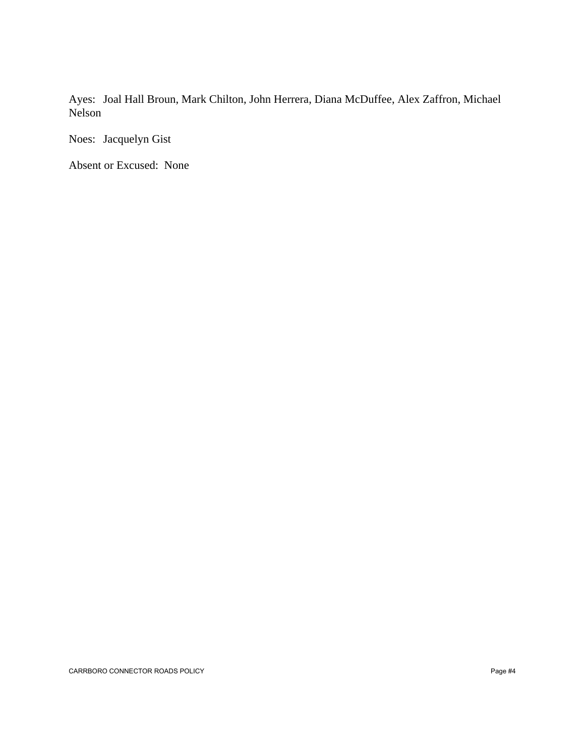Ayes: Joal Hall Broun, Mark Chilton, John Herrera, Diana McDuffee, Alex Zaffron, Michael Nelson

Noes: Jacquelyn Gist

Absent or Excused: None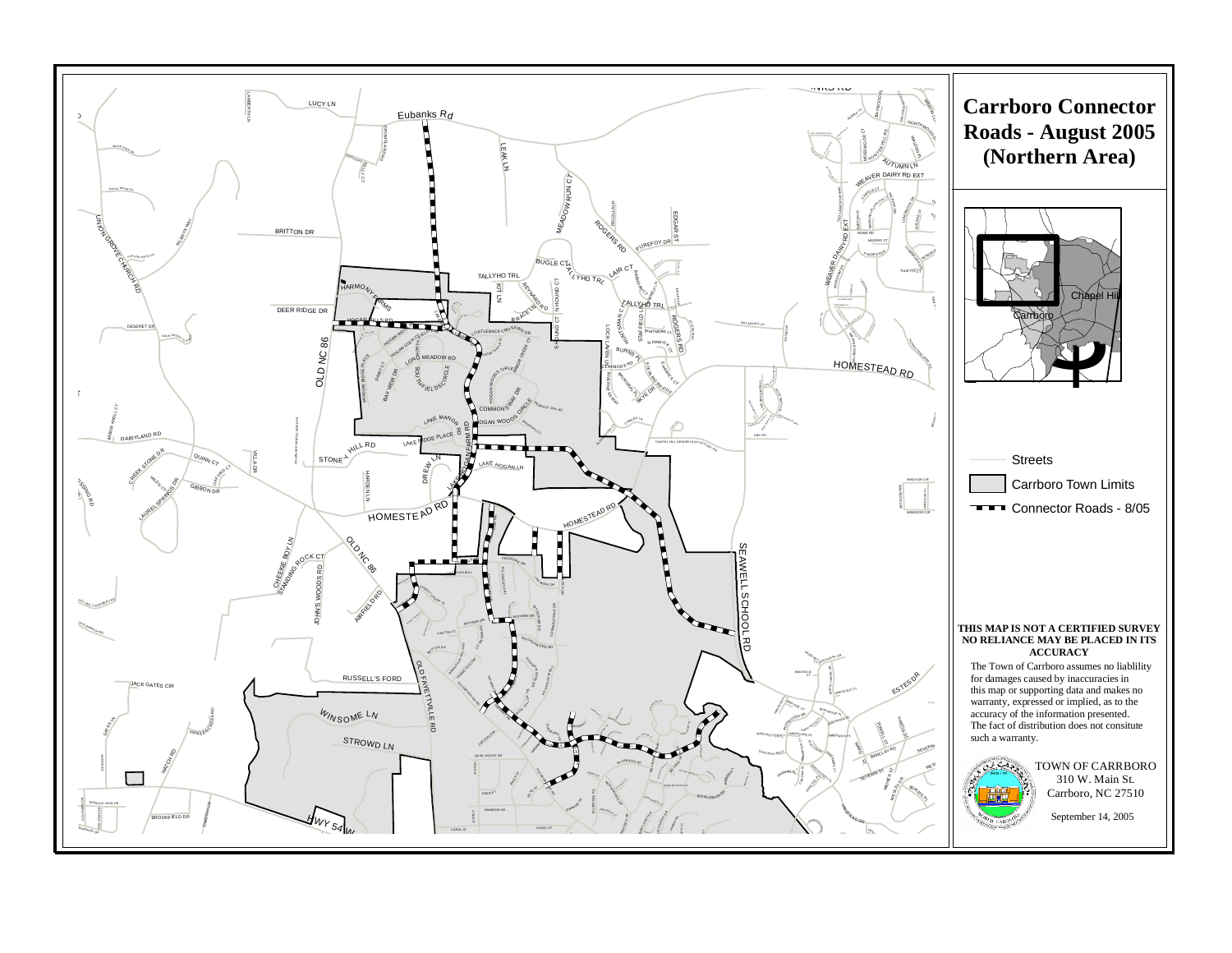# Carrboro Connector Roads - August 2005 (Northern Area)

- Streets
- Carrboro Town Limits
- Connector Roads - 8/05

**THIS MAP IS NOT A CERTIFIED SURVEY NO RELIANCE MAY BE PLACED IN ITS ACCURACY**

The Town of Carrboro assumes no liablility for damages caused by inaccuracies in this map or supporting data and makes no warranty, expressed or implied, as to the accuracy of the information presented. The fact of distribution does not consitute such a warranty.

TOWN OF CARRBORO
310 W. Main St.
Carrboro, NC 27510

September 14, 2005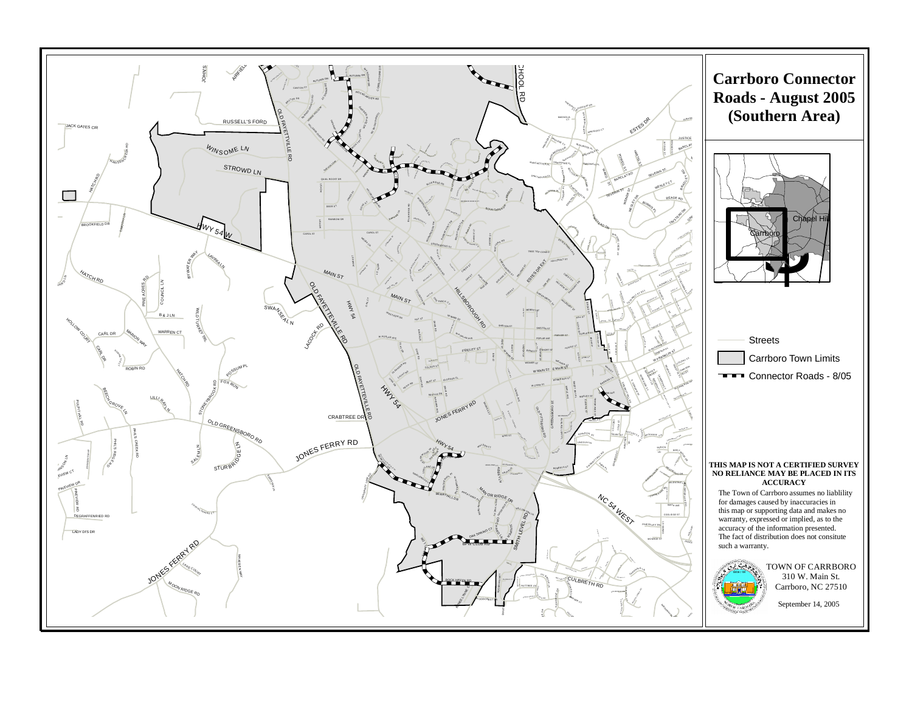# Carrboro Connector Roads - August 2005 (Southern Area)

Streets

Carrboro Town Limits

Connector Roads - 8/05

**THIS MAP IS NOT A CERTIFIED SURVEY NO RELIANCE MAY BE PLACED IN ITS ACCURACY**

The Town of Carrboro assumes no liablility for damages caused by inaccuracies in this map or supporting data and makes no warranty, expressed or implied, as to the accuracy of the information presented. The fact of distribution does not consitute such a warranty.

TOWN OF CARRBORO
310 W. Main St.
Carrboro, NC 27510

September 14, 2005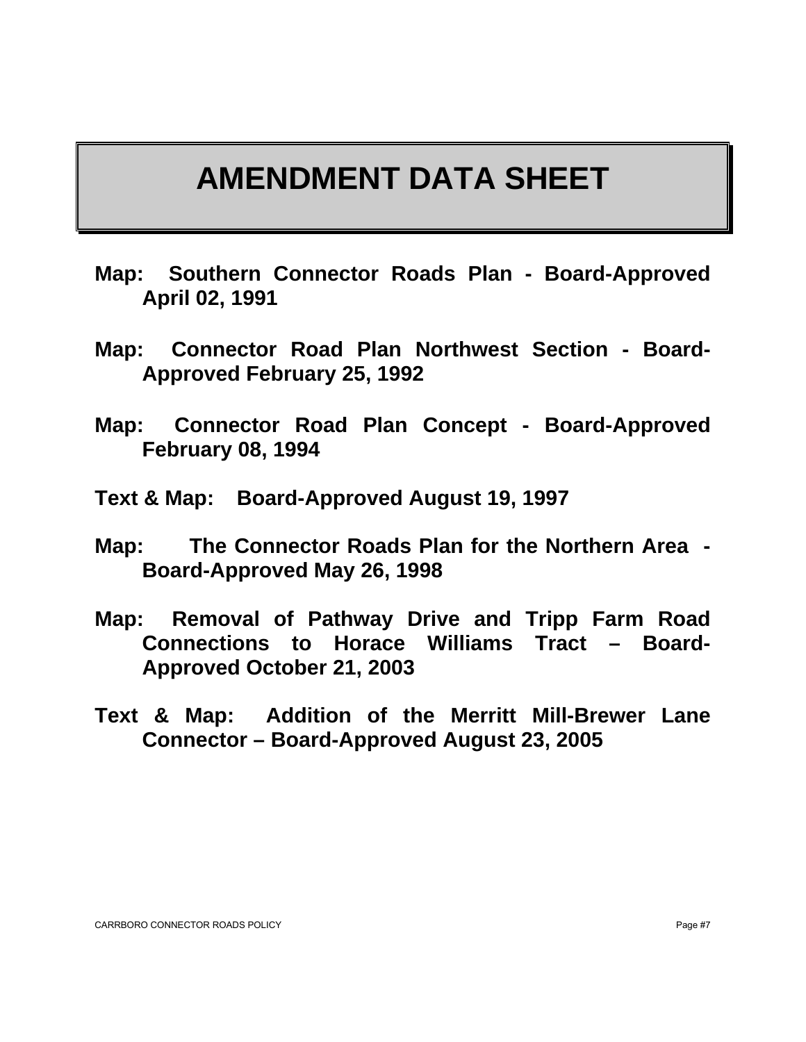# AMENDMENT DATA SHEET

**Map: Southern Connector Roads Plan - Board-Approved April 02, 1991**

**Map: Connector Road Plan Northwest Section - Board-Approved February 25, 1992**

**Map: Connector Road Plan Concept - Board-Approved February 08, 1994**

**Text & Map: Board-Approved August 19, 1997**

**Map: The Connector Roads Plan for the Northern Area - Board-Approved May 26, 1998**

**Map: Removal of Pathway Drive and Tripp Farm Road Connections to Horace Williams Tract – Board-Approved October 21, 2003**

**Text & Map: Addition of the Merritt Mill-Brewer Lane Connector – Board-Approved August 23, 2005**